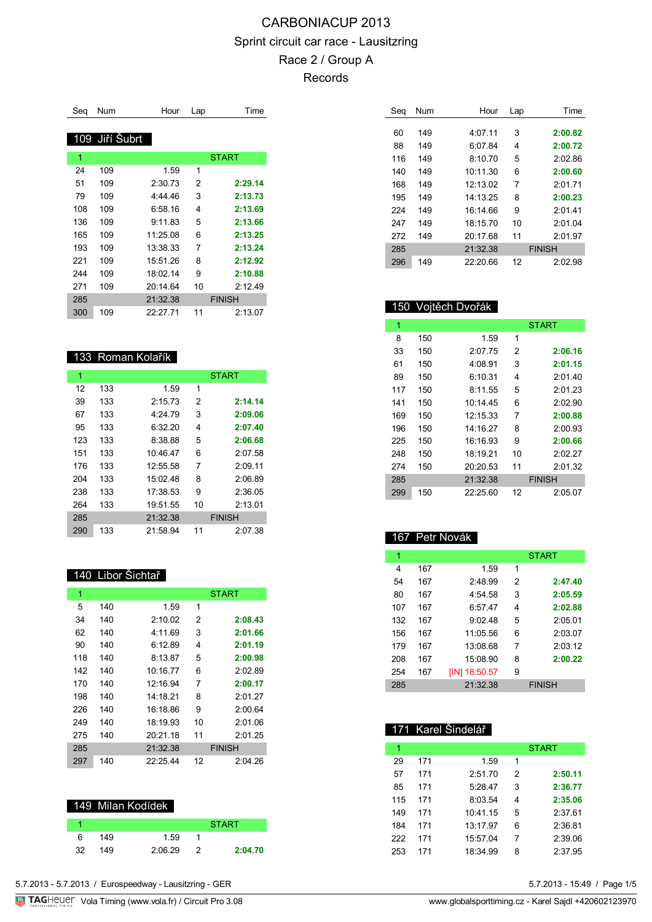# CARBONIACUP 2013

## Sprint circuit car race - Lausitzring

## Race 2 / Group A

## Records

### 109 Jiří Šubrt

| Seq | Num | Hour | Lap | Time |
|---|---|---|---|---|
| 1 | | | | START |
| 24 | 109 | 1.59 | 1 | |
| 51 | 109 | 2:30.73 | 2 | **2:29.14** |
| 79 | 109 | 4:44.46 | 3 | **2:13.73** |
| 108 | 109 | 6:58.16 | 4 | **2:13.69** |
| 136 | 109 | 9:11.83 | 5 | **2:13.66** |
| 165 | 109 | 11:25.08 | 6 | **2:13.25** |
| 193 | 109 | 13:38.33 | 7 | **2:13.24** |
| 221 | 109 | 15:51.26 | 8 | **2:12.92** |
| 244 | 109 | 18:02.14 | 9 | **2:10.88** |
| 271 | 109 | 20:14.64 | 10 | 2:12.49 |
| 285 | | 21:32.38 | | FINISH |
| 300 | 109 | 22:27.71 | 11 | 2:13.07 |

### 133 Roman Kolařík

| Seq | Num | Hour | Lap | Time |
|---|---|---|---|---|
| 1 | | | | START |
| 12 | 133 | 1.59 | 1 | |
| 39 | 133 | 2:15.73 | 2 | **2:14.14** |
| 67 | 133 | 4:24.79 | 3 | **2:09.06** |
| 95 | 133 | 6:32.20 | 4 | **2:07.40** |
| 123 | 133 | 8:38.88 | 5 | **2:06.68** |
| 151 | 133 | 10:46.47 | 6 | 2:07.58 |
| 176 | 133 | 12:55.58 | 7 | 2:09.11 |
| 204 | 133 | 15:02.48 | 8 | 2:06.89 |
| 238 | 133 | 17:38.53 | 9 | 2:36.05 |
| 264 | 133 | 19:51.55 | 10 | 2:13.01 |
| 285 | | 21:32.38 | | FINISH |
| 290 | 133 | 21:58.94 | 11 | 2:07.38 |

### 140 Libor Šichtař

| Seq | Num | Hour | Lap | Time |
|---|---|---|---|---|
| 1 | | | | START |
| 5 | 140 | 1.59 | 1 | |
| 34 | 140 | 2:10.02 | 2 | **2:08.43** |
| 62 | 140 | 4:11.69 | 3 | **2:01.66** |
| 90 | 140 | 6:12.89 | 4 | **2:01.19** |
| 118 | 140 | 8:13.87 | 5 | **2:00.98** |
| 142 | 140 | 10:16.77 | 6 | 2:02.89 |
| 170 | 140 | 12:16.94 | 7 | **2:00.17** |
| 198 | 140 | 14:18.21 | 8 | 2:01.27 |
| 226 | 140 | 16:18.86 | 9 | 2:00.64 |
| 249 | 140 | 18:19.93 | 10 | 2:01.06 |
| 275 | 140 | 20:21.18 | 11 | 2:01.25 |
| 285 | | 21:32.38 | | FINISH |
| 297 | 140 | 22:25.44 | 12 | 2:04.26 |

### 149 Milan Kodídek

| Seq | Num | Hour | Lap | Time |
|---|---|---|---|---|
| 1 | | | | START |
| 6 | 149 | 1.59 | 1 | |
| 32 | 149 | 2:06.29 | 2 | **2:04.70** |
| 60 | 149 | 4:07.11 | 3 | **2:00.82** |
| 88 | 149 | 6:07.84 | 4 | **2:00.72** |
| 116 | 149 | 8:10.70 | 5 | 2:02.86 |
| 140 | 149 | 10:11.30 | 6 | **2:00.60** |
| 168 | 149 | 12:13.02 | 7 | 2:01.71 |
| 195 | 149 | 14:13.25 | 8 | **2:00.23** |
| 224 | 149 | 16:14.66 | 9 | 2:01.41 |
| 247 | 149 | 18:15.70 | 10 | 2:01.04 |
| 272 | 149 | 20:17.68 | 11 | 2:01.97 |
| 285 | | 21:32.38 | | FINISH |
| 296 | 149 | 22:20.66 | 12 | 2:02.98 |

### 150 Vojtěch Dvořák

| Seq | Num | Hour | Lap | Time |
|---|---|---|---|---|
| 1 | | | | START |
| 8 | 150 | 1.59 | 1 | |
| 33 | 150 | 2:07.75 | 2 | **2:06.16** |
| 61 | 150 | 4:08.91 | 3 | **2:01.15** |
| 89 | 150 | 6:10.31 | 4 | 2:01.40 |
| 117 | 150 | 8:11.55 | 5 | 2:01.23 |
| 141 | 150 | 10:14.45 | 6 | 2:02.90 |
| 169 | 150 | 12:15.33 | 7 | **2:00.88** |
| 196 | 150 | 14:16.27 | 8 | 2:00.93 |
| 225 | 150 | 16:16.93 | 9 | **2:00.66** |
| 248 | 150 | 18:19.21 | 10 | 2:02.27 |
| 274 | 150 | 20:20.53 | 11 | 2:01.32 |
| 285 | | 21:32.38 | | FINISH |
| 299 | 150 | 22:25.60 | 12 | 2:05.07 |

### 167 Petr Novák

| Seq | Num | Hour | Lap | Time |
|---|---|---|---|---|
| 1 | | | | START |
| 4 | 167 | 1.59 | 1 | |
| 54 | 167 | 2:48.99 | 2 | **2:47.40** |
| 80 | 167 | 4:54.58 | 3 | **2:05.59** |
| 107 | 167 | 6:57.47 | 4 | **2:02.88** |
| 132 | 167 | 9:02.48 | 5 | 2:05.01 |
| 156 | 167 | 11:05.56 | 6 | 2:03.07 |
| 179 | 167 | 13:08.68 | 7 | 2:03.12 |
| 208 | 167 | 15:08.90 | 8 | **2:00.22** |
| 254 | 167 | [IN] 18:50.57 | 9 | |
| 285 | | 21:32.38 | | FINISH |

### 171 Karel Šindelář

| Seq | Num | Hour | Lap | Time |
|---|---|---|---|---|
| 1 | | | | START |
| 29 | 171 | 1.59 | 1 | |
| 57 | 171 | 2:51.70 | 2 | **2:50.11** |
| 85 | 171 | 5:28.47 | 3 | **2:36.77** |
| 115 | 171 | 8:03.54 | 4 | **2:35.06** |
| 149 | 171 | 10:41.15 | 5 | 2:37.61 |
| 184 | 171 | 13:17.97 | 6 | 2:36.81 |
| 222 | 171 | 15:57.04 | 7 | 2:39.06 |
| 253 | 171 | 18:34.99 | 8 | 2:37.95 |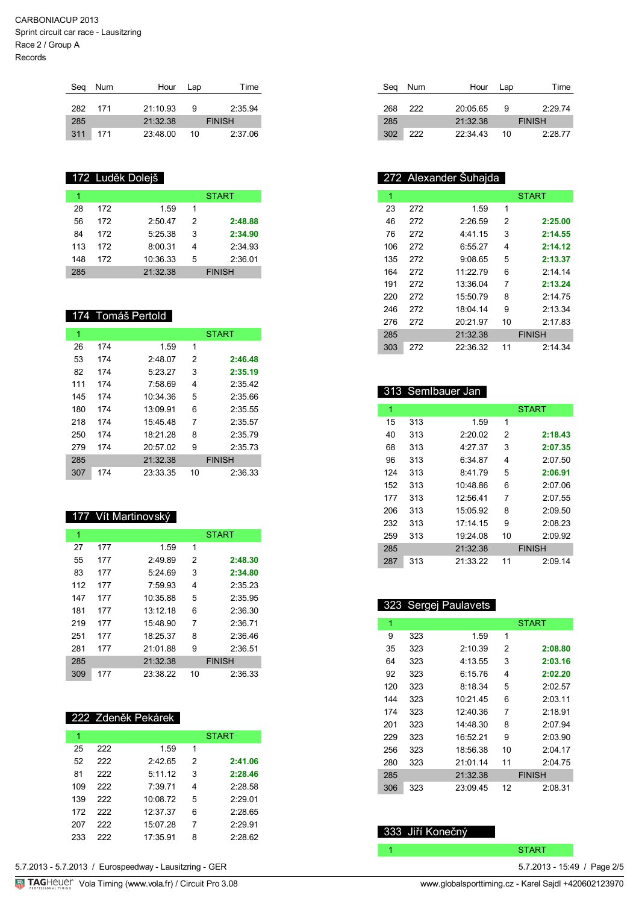CARBONIACUP 2013
Sprint circuit car race - Lausitzring
Race 2 / Group A
Records

| Seq | Num | Hour | Lap | Time |
|---|---|---|---|---|
| 282 | 171 | 21:10.93 | 9 | 2:35.94 |
| 285 | | 21:32.38 | | FINISH |
| 311 | 171 | 23:48.00 | 10 | 2:37.06 |

## 172 Luděk Dolejš

| Seq | Num | Hour | Lap | Time |
|---|---|---|---|---|
| 1 | | | | START |
| 28 | 172 | 1.59 | 1 | |
| 56 | 172 | 2:50.47 | 2 | **2:48.88** |
| 84 | 172 | 5:25.38 | 3 | **2:34.90** |
| 113 | 172 | 8:00.31 | 4 | 2:34.93 |
| 148 | 172 | 10:36.33 | 5 | 2:36.01 |
| 285 | | 21:32.38 | | FINISH |

## 174 Tomáš Pertold

| Seq | Num | Hour | Lap | Time |
|---|---|---|---|---|
| 1 | | | | START |
| 26 | 174 | 1.59 | 1 | |
| 53 | 174 | 2:48.07 | 2 | **2:46.48** |
| 82 | 174 | 5:23.27 | 3 | **2:35.19** |
| 111 | 174 | 7:58.69 | 4 | 2:35.42 |
| 145 | 174 | 10:34.36 | 5 | 2:35.66 |
| 180 | 174 | 13:09.91 | 6 | 2:35.55 |
| 218 | 174 | 15:45.48 | 7 | 2:35.57 |
| 250 | 174 | 18:21.28 | 8 | 2:35.79 |
| 279 | 174 | 20:57.02 | 9 | 2:35.73 |
| 285 | | 21:32.38 | | FINISH |
| 307 | 174 | 23:33.35 | 10 | 2:36.33 |

## 177 Vít Martinovský

| Seq | Num | Hour | Lap | Time |
|---|---|---|---|---|
| 1 | | | | START |
| 27 | 177 | 1.59 | 1 | |
| 55 | 177 | 2:49.89 | 2 | **2:48.30** |
| 83 | 177 | 5:24.69 | 3 | **2:34.80** |
| 112 | 177 | 7:59.93 | 4 | 2:35.23 |
| 147 | 177 | 10:35.88 | 5 | 2:35.95 |
| 181 | 177 | 13:12.18 | 6 | 2:36.30 |
| 219 | 177 | 15:48.90 | 7 | 2:36.71 |
| 251 | 177 | 18:25.37 | 8 | 2:36.46 |
| 281 | 177 | 21:01.88 | 9 | 2:36.51 |
| 285 | | 21:32.38 | | FINISH |
| 309 | 177 | 23:38.22 | 10 | 2:36.33 |

## 222 Zdeněk Pekárek

| Seq | Num | Hour | Lap | Time |
|---|---|---|---|---|
| 1 | | | | START |
| 25 | 222 | 1.59 | 1 | |
| 52 | 222 | 2:42.65 | 2 | **2:41.06** |
| 81 | 222 | 5:11.12 | 3 | **2:28.46** |
| 109 | 222 | 7:39.71 | 4 | 2:28.58 |
| 139 | 222 | 10:08.72 | 5 | 2:29.01 |
| 172 | 222 | 12:37.37 | 6 | 2:28.65 |
| 207 | 222 | 15:07.28 | 7 | 2:29.91 |
| 233 | 222 | 17:35.91 | 8 | 2:28.62 |
| 268 | 222 | 20:05.65 | 9 | 2:29.74 |
| 285 | | 21:32.38 | | FINISH |
| 302 | 222 | 22:34.43 | 10 | 2:28.77 |

## 272 Alexander Šuhajda

| Seq | Num | Hour | Lap | Time |
|---|---|---|---|---|
| 1 | | | | START |
| 23 | 272 | 1.59 | 1 | |
| 46 | 272 | 2:26.59 | 2 | **2:25.00** |
| 76 | 272 | 4:41.15 | 3 | **2:14.55** |
| 106 | 272 | 6:55.27 | 4 | **2:14.12** |
| 135 | 272 | 9:08.65 | 5 | **2:13.37** |
| 164 | 272 | 11:22.79 | 6 | 2:14.14 |
| 191 | 272 | 13:36.04 | 7 | **2:13.24** |
| 220 | 272 | 15:50.79 | 8 | 2:14.75 |
| 246 | 272 | 18:04.14 | 9 | 2:13.34 |
| 276 | 272 | 20:21.97 | 10 | 2:17.83 |
| 285 | | 21:32.38 | | FINISH |
| 303 | 272 | 22:36.32 | 11 | 2:14.34 |

## 313 Semlbauer Jan

| Seq | Num | Hour | Lap | Time |
|---|---|---|---|---|
| 1 | | | | START |
| 15 | 313 | 1.59 | 1 | |
| 40 | 313 | 2:20.02 | 2 | **2:18.43** |
| 68 | 313 | 4:27.37 | 3 | **2:07.35** |
| 96 | 313 | 6:34.87 | 4 | 2:07.50 |
| 124 | 313 | 8:41.79 | 5 | **2:06.91** |
| 152 | 313 | 10:48.86 | 6 | 2:07.06 |
| 177 | 313 | 12:56.41 | 7 | 2:07.55 |
| 206 | 313 | 15:05.92 | 8 | 2:09.50 |
| 232 | 313 | 17:14.15 | 9 | 2:08.23 |
| 259 | 313 | 19:24.08 | 10 | 2:09.92 |
| 285 | | 21:32.38 | | FINISH |
| 287 | 313 | 21:33.22 | 11 | 2:09.14 |

## 323 Sergej Paulavets

| Seq | Num | Hour | Lap | Time |
|---|---|---|---|---|
| 1 | | | | START |
| 9 | 323 | 1.59 | 1 | |
| 35 | 323 | 2:10.39 | 2 | **2:08.80** |
| 64 | 323 | 4:13.55 | 3 | **2:03.16** |
| 92 | 323 | 6:15.76 | 4 | **2:02.20** |
| 120 | 323 | 8:18.34 | 5 | 2:02.57 |
| 144 | 323 | 10:21.45 | 6 | 2:03.11 |
| 174 | 323 | 12:40.36 | 7 | 2:18.91 |
| 201 | 323 | 14:48.30 | 8 | 2:07.94 |
| 229 | 323 | 16:52.21 | 9 | 2:03.90 |
| 256 | 323 | 18:56.38 | 10 | 2:04.17 |
| 280 | 323 | 21:01.14 | 11 | 2:04.75 |
| 285 | | 21:32.38 | | FINISH |
| 306 | 323 | 23:09.45 | 12 | 2:08.31 |

## 333 Jiří Konečný

| Seq | Num | Hour | Lap | Time |
|---|---|---|---|---|
| 1 | | | | START |

5.7.2013 - 5.7.2013 / Eurospeedway - Lausitzring - GER
5.7.2013 - 15:49
Vola Timing (www.vola.fr) / Circuit Pro 3.08
www.globalsporttiming.cz - Karel Sajdl +420602123970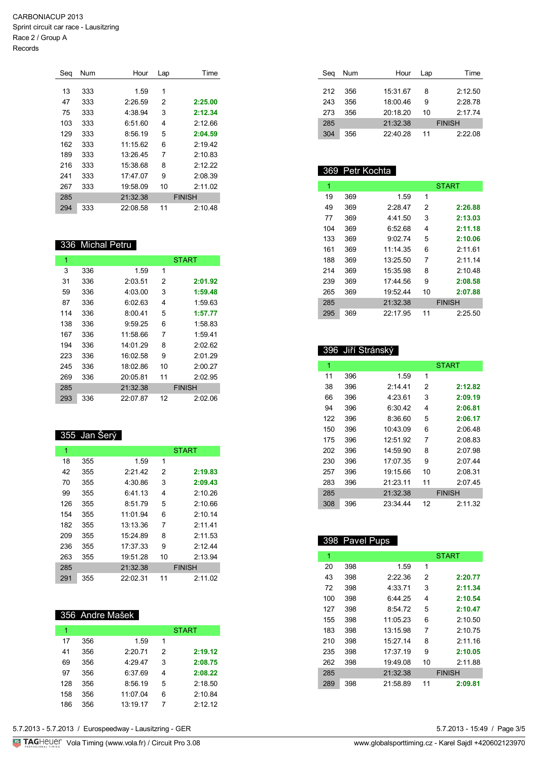CARBONIACUP 2013
Sprint circuit car race - Lausitzring
Race 2 / Group A
Records

| Seq | Num | Hour | Lap | Time |
|---|---|---|---|---|
| 13 | 333 | 1.59 | 1 | |
| 47 | 333 | 2:26.59 | 2 | **2:25.00** |
| 75 | 333 | 4:38.94 | 3 | **2:12.34** |
| 103 | 333 | 6:51.60 | 4 | 2:12.66 |
| 129 | 333 | 8:56.19 | 5 | **2:04.59** |
| 162 | 333 | 11:15.62 | 6 | 2:19.42 |
| 189 | 333 | 13:26.45 | 7 | 2:10.83 |
| 216 | 333 | 15:38.68 | 8 | 2:12.22 |
| 241 | 333 | 17:47.07 | 9 | 2:08.39 |
| 267 | 333 | 19:58.09 | 10 | 2:11.02 |
| 285 | | 21:32.38 | | FINISH |
| 294 | 333 | 22:08.58 | 11 | 2:10.48 |

## 336 Michal Petru

| Seq | Num | Hour | Lap | Time |
|---|---|---|---|---|
| 1 | | | | START |
| 3 | 336 | 1.59 | 1 | |
| 31 | 336 | 2:03.51 | 2 | **2:01.92** |
| 59 | 336 | 4:03.00 | 3 | **1:59.48** |
| 87 | 336 | 6:02.63 | 4 | 1:59.63 |
| 114 | 336 | 8:00.41 | 5 | **1:57.77** |
| 138 | 336 | 9:59.25 | 6 | 1:58.83 |
| 167 | 336 | 11:58.66 | 7 | 1:59.41 |
| 194 | 336 | 14:01.29 | 8 | 2:02.62 |
| 223 | 336 | 16:02.58 | 9 | 2:01.29 |
| 245 | 336 | 18:02.86 | 10 | 2:00.27 |
| 269 | 336 | 20:05.81 | 11 | 2:02.95 |
| 285 | | 21:32.38 | | FINISH |
| 293 | 336 | 22:07.87 | 12 | 2:02.06 |

## 355 Jan Šerý

| Seq | Num | Hour | Lap | Time |
|---|---|---|---|---|
| 1 | | | | START |
| 18 | 355 | 1.59 | 1 | |
| 42 | 355 | 2:21.42 | 2 | **2:19.83** |
| 70 | 355 | 4:30.86 | 3 | **2:09.43** |
| 99 | 355 | 6:41.13 | 4 | 2:10.26 |
| 126 | 355 | 8:51.79 | 5 | 2:10.66 |
| 154 | 355 | 11:01.94 | 6 | 2:10.14 |
| 182 | 355 | 13:13.36 | 7 | 2:11.41 |
| 209 | 355 | 15:24.89 | 8 | 2:11.53 |
| 236 | 355 | 17:37.33 | 9 | 2:12.44 |
| 263 | 355 | 19:51.28 | 10 | 2:13.94 |
| 285 | | 21:32.38 | | FINISH |
| 291 | 355 | 22:02.31 | 11 | 2:11.02 |

## 356 Andre Mašek

| Seq | Num | Hour | Lap | Time |
|---|---|---|---|---|
| 1 | | | | START |
| 17 | 356 | 1.59 | 1 | |
| 41 | 356 | 2:20.71 | 2 | **2:19.12** |
| 69 | 356 | 4:29.47 | 3 | **2:08.75** |
| 97 | 356 | 6:37.69 | 4 | **2:08.22** |
| 128 | 356 | 8:56.19 | 5 | 2:18.50 |
| 158 | 356 | 11:07.04 | 6 | 2:10.84 |
| 186 | 356 | 13:19.17 | 7 | 2:12.12 |
| 212 | 356 | 15:31.67 | 8 | 2:12.50 |
| 243 | 356 | 18:00.46 | 9 | 2:28.78 |
| 273 | 356 | 20:18.20 | 10 | 2:17.74 |
| 285 | | 21:32.38 | | FINISH |
| 304 | 356 | 22:40.28 | 11 | 2:22.08 |

## 369 Petr Kochta

| Seq | Num | Hour | Lap | Time |
|---|---|---|---|---|
| 1 | | | | START |
| 19 | 369 | 1.59 | 1 | |
| 49 | 369 | 2:28.47 | 2 | **2:26.88** |
| 77 | 369 | 4:41.50 | 3 | **2:13.03** |
| 104 | 369 | 6:52.68 | 4 | **2:11.18** |
| 133 | 369 | 9:02.74 | 5 | **2:10.06** |
| 161 | 369 | 11:14.35 | 6 | 2:11.61 |
| 188 | 369 | 13:25.50 | 7 | 2:11.14 |
| 214 | 369 | 15:35.98 | 8 | 2:10.48 |
| 239 | 369 | 17:44.56 | 9 | **2:08.58** |
| 265 | 369 | 19:52.44 | 10 | **2:07.88** |
| 285 | | 21:32.38 | | FINISH |
| 295 | 369 | 22:17.95 | 11 | 2:25.50 |

## 396 Jiří Stránský

| Seq | Num | Hour | Lap | Time |
|---|---|---|---|---|
| 1 | | | | START |
| 11 | 396 | 1.59 | 1 | |
| 38 | 396 | 2:14.41 | 2 | **2:12.82** |
| 66 | 396 | 4:23.61 | 3 | **2:09.19** |
| 94 | 396 | 6:30.42 | 4 | **2:06.81** |
| 122 | 396 | 8:36.60 | 5 | **2:06.17** |
| 150 | 396 | 10:43.09 | 6 | 2:06.48 |
| 175 | 396 | 12:51.92 | 7 | 2:08.83 |
| 202 | 396 | 14:59.90 | 8 | 2:07.98 |
| 230 | 396 | 17:07.35 | 9 | 2:07.44 |
| 257 | 396 | 19:15.66 | 10 | 2:08.31 |
| 283 | 396 | 21:23.11 | 11 | 2:07.45 |
| 285 | | 21:32.38 | | FINISH |
| 308 | 396 | 23:34.44 | 12 | 2:11.32 |

## 398 Pavel Pups

| Seq | Num | Hour | Lap | Time |
|---|---|---|---|---|
| 1 | | | | START |
| 20 | 398 | 1.59 | 1 | |
| 43 | 398 | 2:22.36 | 2 | **2:20.77** |
| 72 | 398 | 4:33.71 | 3 | **2:11.34** |
| 100 | 398 | 6:44.25 | 4 | **2:10.54** |
| 127 | 398 | 8:54.72 | 5 | **2:10.47** |
| 155 | 398 | 11:05.23 | 6 | 2:10.50 |
| 183 | 398 | 13:15.98 | 7 | 2:10.75 |
| 210 | 398 | 15:27.14 | 8 | 2:11.16 |
| 235 | 398 | 17:37.19 | 9 | **2:10.05** |
| 262 | 398 | 19:49.08 | 10 | 2:11.88 |
| 285 | | 21:32.38 | | FINISH |
| 289 | 398 | 21:58.89 | 11 | **2:09.81** |

5.7.2013 - 5.7.2013 / Eurospeedway - Lausitzring - GER
5.7.2013 - 15:49
Vola Timing (www.vola.fr) / Circuit Pro 3.08
www.globalsporttiming.cz - Karel Sajdl +420602123970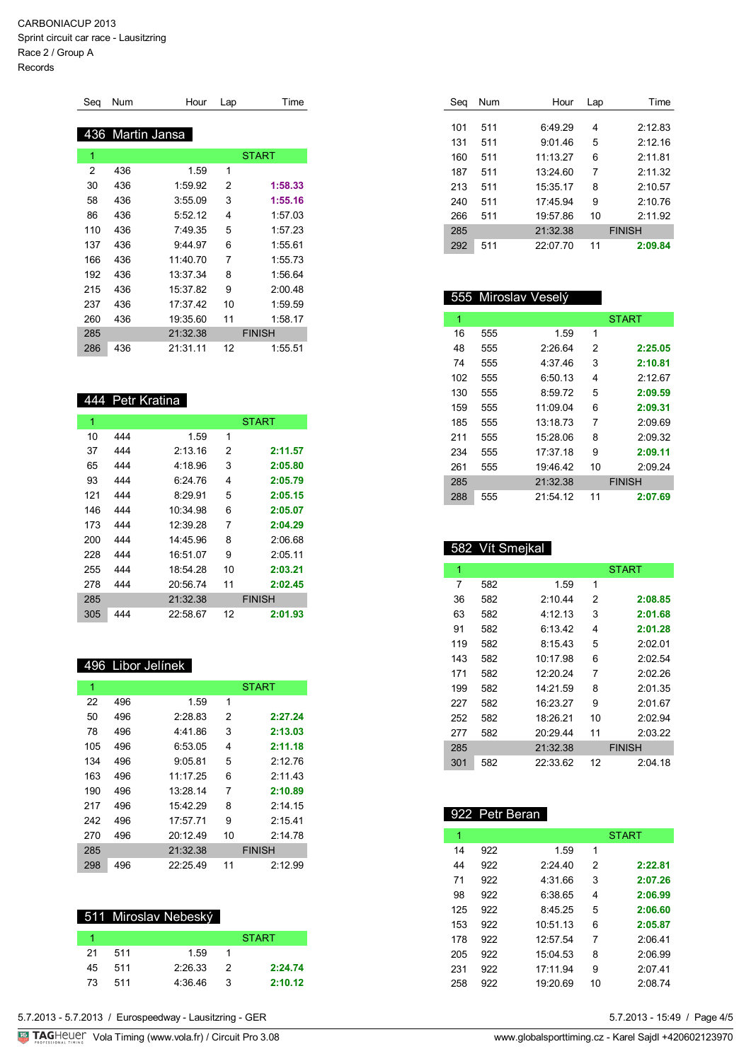CARBONIACUP 2013
Sprint circuit car race - Lausitzring
Race 2 / Group A
Records

## 436 Martin Jansa

| Seq | Num | Hour | Lap | Time |
|---|---|---|---|---|
| 1 | | | | START |
| 2 | 436 | 1.59 | 1 | |
| 30 | 436 | 1:59.92 | 2 | **1:58.33** |
| 58 | 436 | 3:55.09 | 3 | **1:55.16** |
| 86 | 436 | 5:52.12 | 4 | 1:57.03 |
| 110 | 436 | 7:49.35 | 5 | 1:57.23 |
| 137 | 436 | 9:44.97 | 6 | 1:55.61 |
| 166 | 436 | 11:40.70 | 7 | 1:55.73 |
| 192 | 436 | 13:37.34 | 8 | 1:56.64 |
| 215 | 436 | 15:37.82 | 9 | 2:00.48 |
| 237 | 436 | 17:37.42 | 10 | 1:59.59 |
| 260 | 436 | 19:35.60 | 11 | 1:58.17 |
| 285 | | 21:32.38 | | FINISH |
| 286 | 436 | 21:31.11 | 12 | 1:55.51 |

## 444 Petr Kratina

| Seq | Num | Hour | Lap | Time |
|---|---|---|---|---|
| 1 | | | | START |
| 10 | 444 | 1.59 | 1 | |
| 37 | 444 | 2:13.16 | 2 | **2:11.57** |
| 65 | 444 | 4:18.96 | 3 | **2:05.80** |
| 93 | 444 | 6:24.76 | 4 | **2:05.79** |
| 121 | 444 | 8:29.91 | 5 | **2:05.15** |
| 146 | 444 | 10:34.98 | 6 | **2:05.07** |
| 173 | 444 | 12:39.28 | 7 | **2:04.29** |
| 200 | 444 | 14:45.96 | 8 | 2:06.68 |
| 228 | 444 | 16:51.07 | 9 | 2:05.11 |
| 255 | 444 | 18:54.28 | 10 | **2:03.21** |
| 278 | 444 | 20:56.74 | 11 | **2:02.45** |
| 285 | | 21:32.38 | | FINISH |
| 305 | 444 | 22:58.67 | 12 | **2:01.93** |

## 496 Libor Jelínek

| Seq | Num | Hour | Lap | Time |
|---|---|---|---|---|
| 1 | | | | START |
| 22 | 496 | 1.59 | 1 | |
| 50 | 496 | 2:28.83 | 2 | **2:27.24** |
| 78 | 496 | 4:41.86 | 3 | **2:13.03** |
| 105 | 496 | 6:53.05 | 4 | **2:11.18** |
| 134 | 496 | 9:05.81 | 5 | 2:12.76 |
| 163 | 496 | 11:17.25 | 6 | 2:11.43 |
| 190 | 496 | 13:28.14 | 7 | **2:10.89** |
| 217 | 496 | 15:42.29 | 8 | 2:14.15 |
| 242 | 496 | 17:57.71 | 9 | 2:15.41 |
| 270 | 496 | 20:12.49 | 10 | 2:14.78 |
| 285 | | 21:32.38 | | FINISH |
| 298 | 496 | 22:25.49 | 11 | 2:12.99 |

## 511 Miroslav Nebeský

| Seq | Num | Hour | Lap | Time |
|---|---|---|---|---|
| 1 | | | | START |
| 21 | 511 | 1.59 | 1 | |
| 45 | 511 | 2:26.33 | 2 | **2:24.74** |
| 73 | 511 | 4:36.46 | 3 | **2:10.12** |
| 101 | 511 | 6:49.29 | 4 | 2:12.83 |
| 131 | 511 | 9:01.46 | 5 | 2:12.16 |
| 160 | 511 | 11:13.27 | 6 | 2:11.81 |
| 187 | 511 | 13:24.60 | 7 | 2:11.32 |
| 213 | 511 | 15:35.17 | 8 | 2:10.57 |
| 240 | 511 | 17:45.94 | 9 | 2:10.76 |
| 266 | 511 | 19:57.86 | 10 | 2:11.92 |
| 285 | | 21:32.38 | | FINISH |
| 292 | 511 | 22:07.70 | 11 | **2:09.84** |

## 555 Miroslav Veselý

| Seq | Num | Hour | Lap | Time |
|---|---|---|---|---|
| 1 | | | | START |
| 16 | 555 | 1.59 | 1 | |
| 48 | 555 | 2:26.64 | 2 | **2:25.05** |
| 74 | 555 | 4:37.46 | 3 | **2:10.81** |
| 102 | 555 | 6:50.13 | 4 | 2:12.67 |
| 130 | 555 | 8:59.72 | 5 | **2:09.59** |
| 159 | 555 | 11:09.04 | 6 | **2:09.31** |
| 185 | 555 | 13:18.73 | 7 | 2:09.69 |
| 211 | 555 | 15:28.06 | 8 | 2:09.32 |
| 234 | 555 | 17:37.18 | 9 | **2:09.11** |
| 261 | 555 | 19:46.42 | 10 | 2:09.24 |
| 285 | | 21:32.38 | | FINISH |
| 288 | 555 | 21:54.12 | 11 | **2:07.69** |

## 582 Vít Smejkal

| Seq | Num | Hour | Lap | Time |
|---|---|---|---|---|
| 1 | | | | START |
| 7 | 582 | 1.59 | 1 | |
| 36 | 582 | 2:10.44 | 2 | **2:08.85** |
| 63 | 582 | 4:12.13 | 3 | **2:01.68** |
| 91 | 582 | 6:13.42 | 4 | **2:01.28** |
| 119 | 582 | 8:15.43 | 5 | 2:02.01 |
| 143 | 582 | 10:17.98 | 6 | 2:02.54 |
| 171 | 582 | 12:20.24 | 7 | 2:02.26 |
| 199 | 582 | 14:21.59 | 8 | 2:01.35 |
| 227 | 582 | 16:23.27 | 9 | 2:01.67 |
| 252 | 582 | 18:26.21 | 10 | 2:02.94 |
| 277 | 582 | 20:29.44 | 11 | 2:03.22 |
| 285 | | 21:32.38 | | FINISH |
| 301 | 582 | 22:33.62 | 12 | 2:04.18 |

## 922 Petr Beran

| Seq | Num | Hour | Lap | Time |
|---|---|---|---|---|
| 1 | | | | START |
| 14 | 922 | 1.59 | 1 | |
| 44 | 922 | 2:24.40 | 2 | **2:22.81** |
| 71 | 922 | 4:31.66 | 3 | **2:07.26** |
| 98 | 922 | 6:38.65 | 4 | **2:06.99** |
| 125 | 922 | 8:45.25 | 5 | **2:06.60** |
| 153 | 922 | 10:51.13 | 6 | **2:05.87** |
| 178 | 922 | 12:57.54 | 7 | 2:06.41 |
| 205 | 922 | 15:04.53 | 8 | 2:06.99 |
| 231 | 922 | 17:11.94 | 9 | 2:07.41 |
| 258 | 922 | 19:20.69 | 10 | 2:08.74 |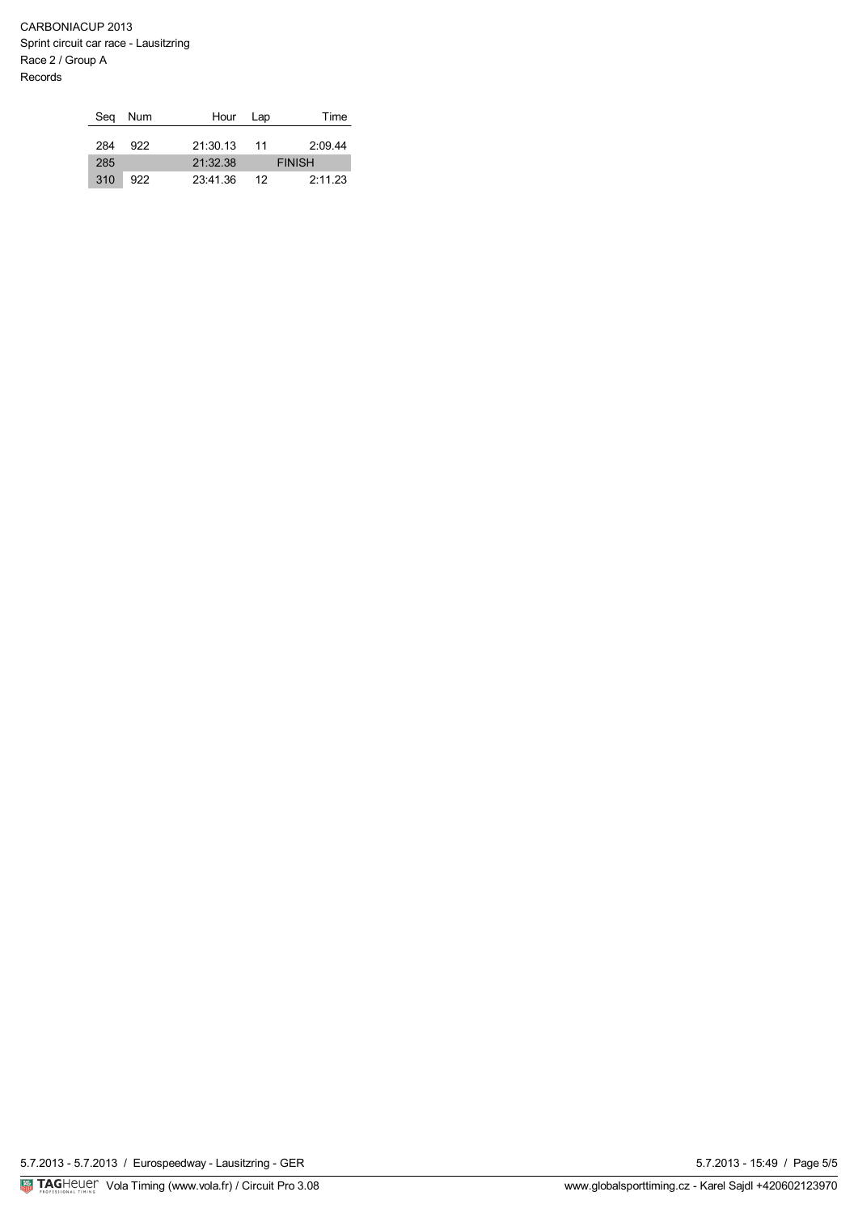CARBONIACUP 2013
Sprint circuit car race - Lausitzring
Race 2 / Group A
Records

| Seq | Num | Hour | Lap | Time |
|---|---|---|---|---|
| 284 | 922 | 21:30.13 | 11 | 2:09.44 |
| 285 | | 21:32.38 | | FINISH |
| 310 | 922 | 23:41.36 | 12 | 2:11.23 |

5.7.2013 - 5.7.2013 / Eurospeedway - Lausitzring - GER

5.7.2013 - 15:49

Vola Timing (www.vola.fr) / Circuit Pro 3.08

www.globalsporttiming.cz - Karel Sajdl +420602123970